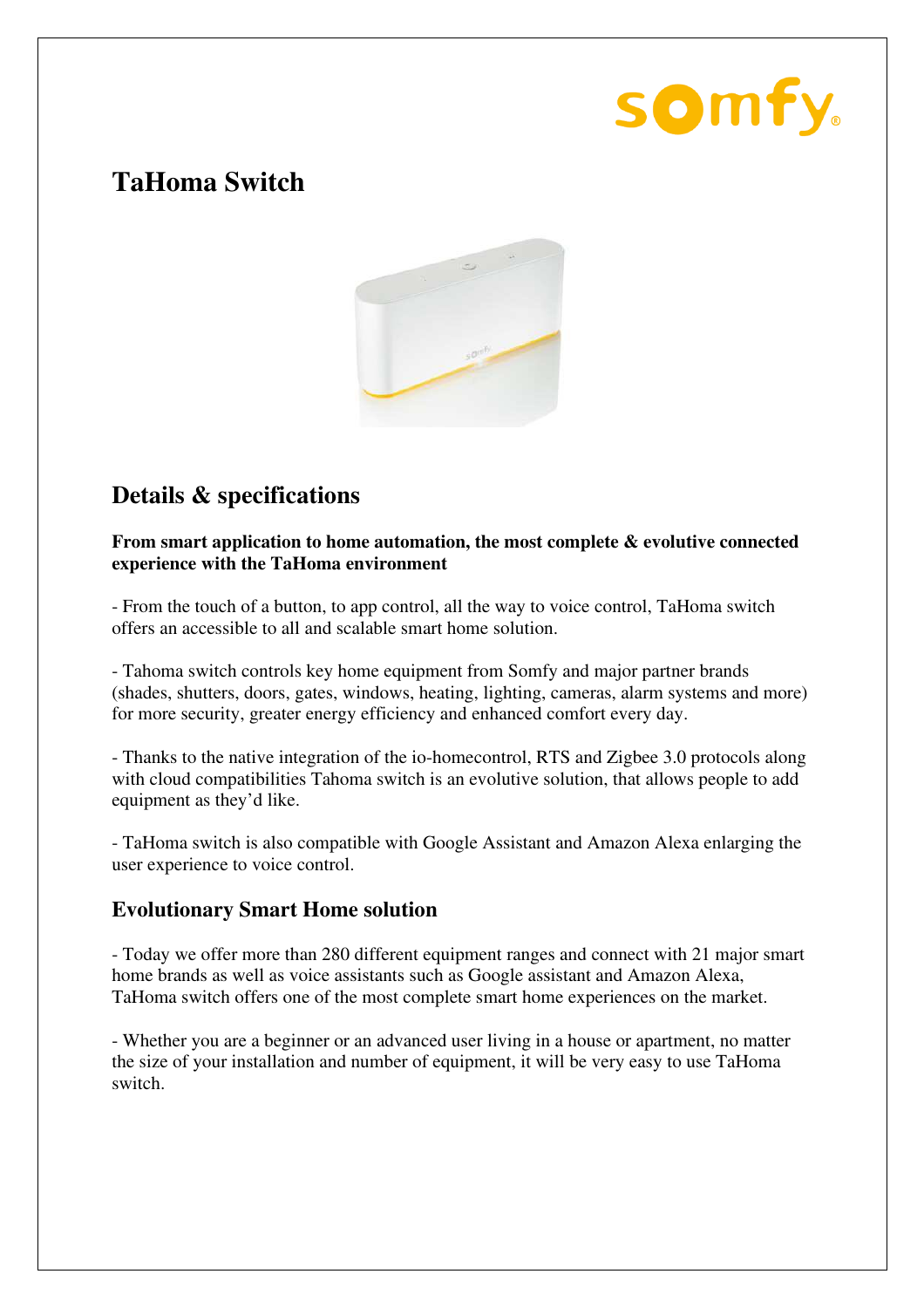# TaHoma Switch

## Details & specifications

**From smart application to home automation, the most complete & evolutive connected experience with the TaHoma environment**

- From the touch of a button, to app control, all the way to voice control, TaHoma switch offers an accessible to all and scalable smart home solution.

- Tahoma switch controls key home equipment from Somfy and major partner brands (shades, shutters, doors, gates, windows, heating, lighting, cameras, alarm systems and more) for more security, greater energy efficiency and enhanced comfort every day.

- Thanks to the native integration of the io-homecontrol, RTS and Zigbee 3.0 protocols along with cloud compatibilities Tahoma switch is an evolutive solution, that allows people to add equipment as they'd like.

- TaHoma switch is also compatible with Google Assistant and Amazon Alexa enlarging the user experience to voice control.

### Evolutionary Smart Home solution

- Today we offer more than 280 different equipment ranges and connect with 21 major smart home brands as well as voice assistants such as Google assistant and Amazon Alexa, TaHoma switch offers one of the most complete smart home experiences on the market.

- Whether you are a beginner or an advanced user living in a house or apartment, no matter the size of your installation and number of equipment, it will be very easy to use TaHoma switch.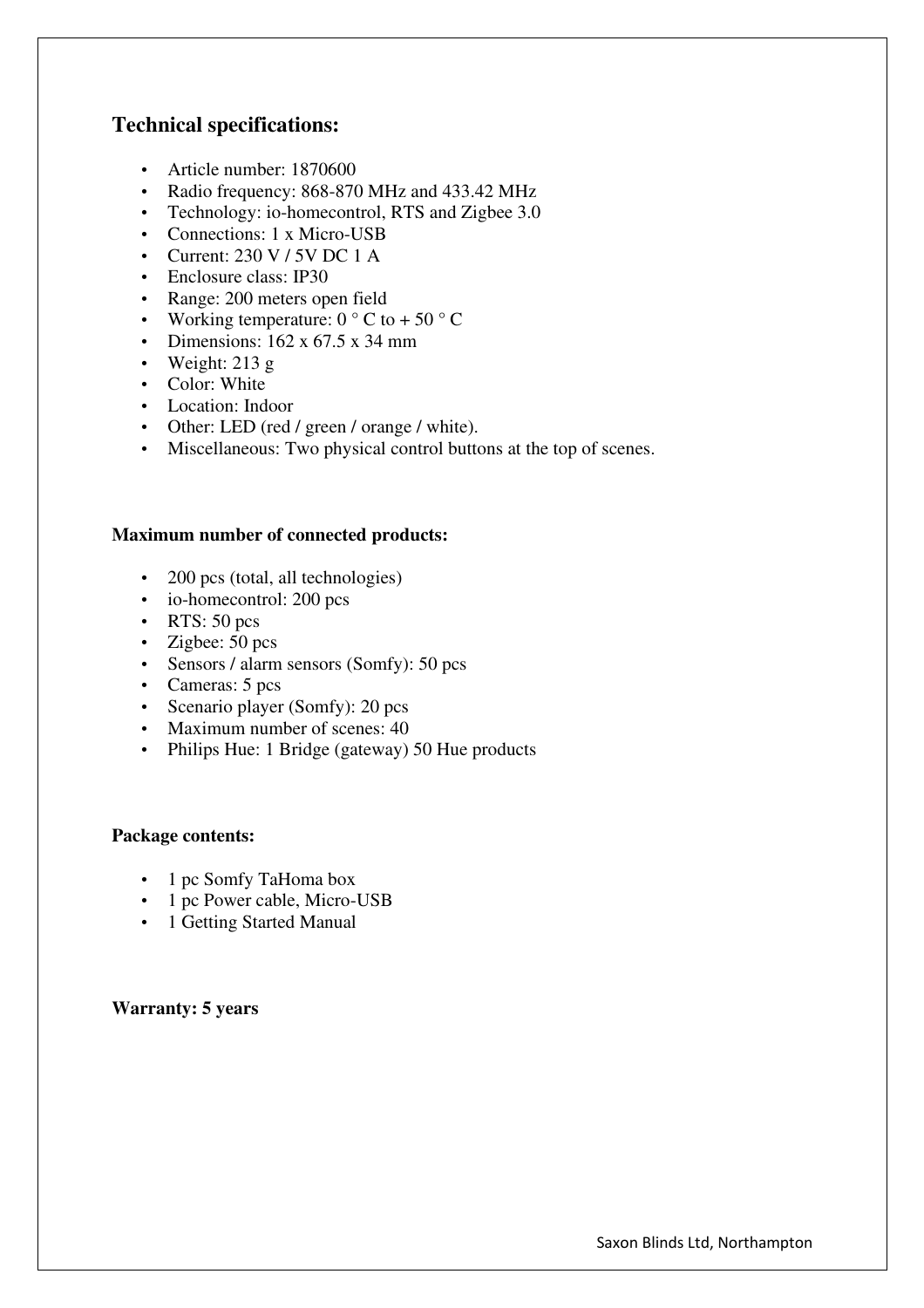## Technical specifications:

- Article number: 1870600
- Radio frequency: 868-870 MHz and 433.42 MHz
- Technology: io-homecontrol, RTS and Zigbee 3.0
- Connections: 1 x Micro-USB
- Current: 230 V / 5V DC 1 A
- Enclosure class: IP30
- Range: 200 meters open field
- Working temperature: 0 ° C to + 50 ° C
- Dimensions: 162 x 67.5 x 34 mm
- Weight: 213 g
- Color: White
- Location: Indoor
- Other: LED (red / green / orange / white).
- Miscellaneous: Two physical control buttons at the top of scenes.

**Maximum number of connected products:**

- 200 pcs (total, all technologies)
- io-homecontrol: 200 pcs
- RTS: 50 pcs
- Zigbee: 50 pcs
- Sensors / alarm sensors (Somfy): 50 pcs
- Cameras: 5 pcs
- Scenario player (Somfy): 20 pcs
- Maximum number of scenes: 40
- Philips Hue: 1 Bridge (gateway) 50 Hue products

**Package contents:**

- 1 pc Somfy TaHoma box
- 1 pc Power cable, Micro-USB
- 1 Getting Started Manual

**Warranty: 5 years**